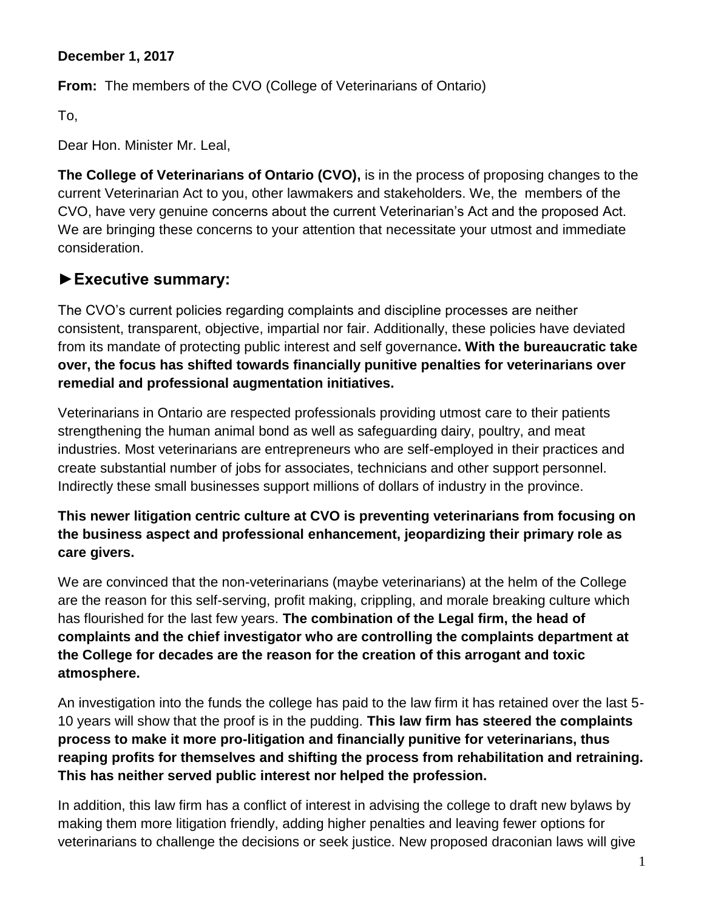**December 1, 2017**

**From:** The members of the CVO (College of Veterinarians of Ontario)

To,

Dear Hon. Minister Mr. Leal,

**The College of Veterinarians of Ontario (CVO),** is in the process of proposing changes to the current Veterinarian Act to you, other lawmakers and stakeholders. We, the members of the CVO, have very genuine concerns about the current Veterinarian's Act and the proposed Act. We are bringing these concerns to your attention that necessitate your utmost and immediate consideration.

## ►Executive summary:

The CVO's current policies regarding complaints and discipline processes are neither consistent, transparent, objective, impartial nor fair. Additionally, these policies have deviated from its mandate of protecting public interest and self governance**. With the bureaucratic take over, the focus has shifted towards financially punitive penalties for veterinarians over remedial and professional augmentation initiatives.**

Veterinarians in Ontario are respected professionals providing utmost care to their patients strengthening the human animal bond as well as safeguarding dairy, poultry, and meat industries. Most veterinarians are entrepreneurs who are self-employed in their practices and create substantial number of jobs for associates, technicians and other support personnel. Indirectly these small businesses support millions of dollars of industry in the province.

**This newer litigation centric culture at CVO is preventing veterinarians from focusing on the business aspect and professional enhancement, jeopardizing their primary role as care givers.**

We are convinced that the non-veterinarians (maybe veterinarians) at the helm of the College are the reason for this self-serving, profit making, crippling, and morale breaking culture which has flourished for the last few years. **The combination of the Legal firm, the head of complaints and the chief investigator who are controlling the complaints department at the College for decades are the reason for the creation of this arrogant and toxic atmosphere.**

An investigation into the funds the college has paid to the law firm it has retained over the last 5-10 years will show that the proof is in the pudding. **This law firm has steered the complaints process to make it more pro-litigation and financially punitive for veterinarians, thus reaping profits for themselves and shifting the process from rehabilitation and retraining. This has neither served public interest nor helped the profession.**

In addition, this law firm has a conflict of interest in advising the college to draft new bylaws by making them more litigation friendly, adding higher penalties and leaving fewer options for veterinarians to challenge the decisions or seek justice. New proposed draconian laws will give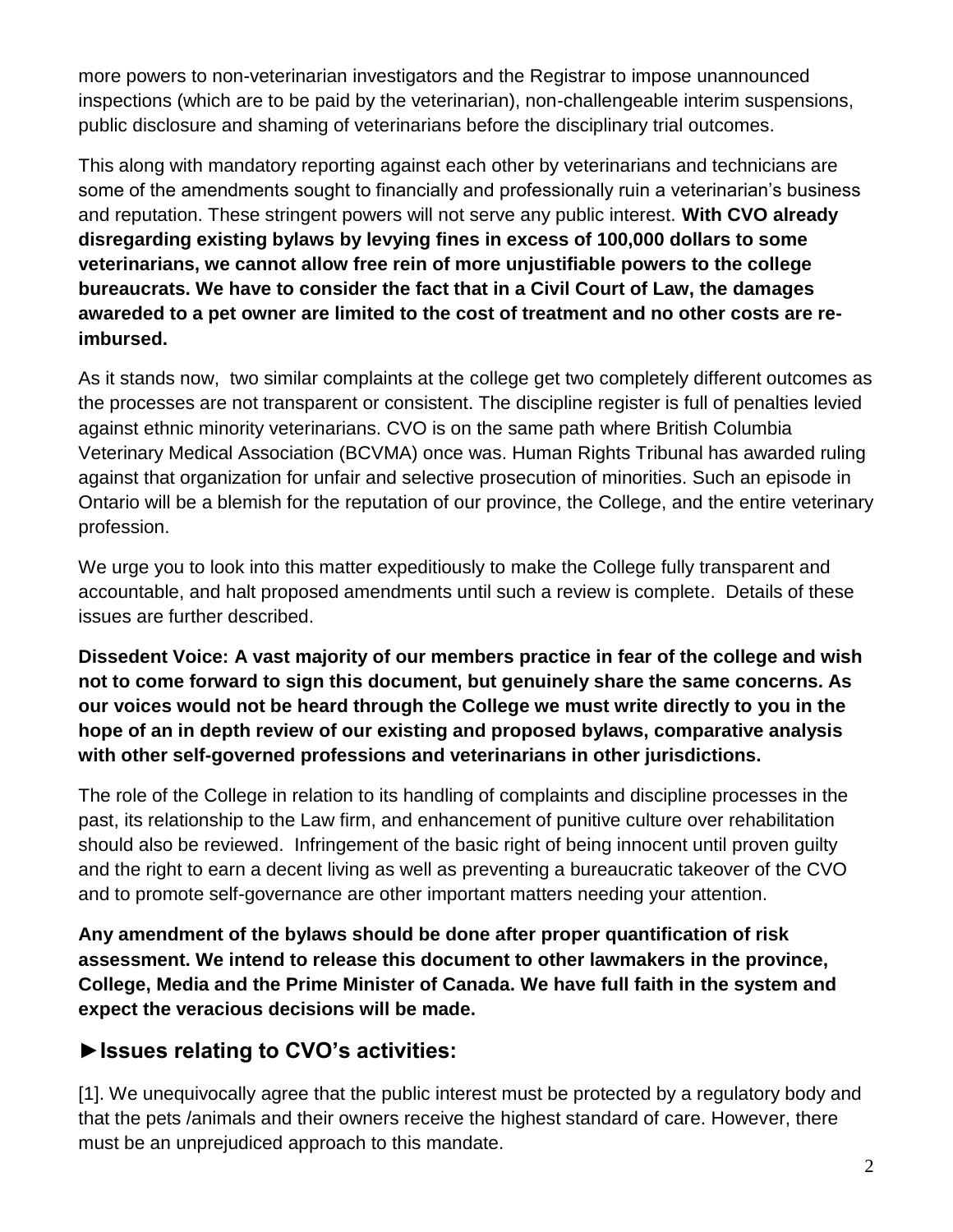more powers to non-veterinarian investigators and the Registrar to impose unannounced inspections (which are to be paid by the veterinarian), non-challengeable interim suspensions, public disclosure and shaming of veterinarians before the disciplinary trial outcomes.

This along with mandatory reporting against each other by veterinarians and technicians are some of the amendments sought to financially and professionally ruin a veterinarian's business and reputation. These stringent powers will not serve any public interest. **With CVO already disregarding existing bylaws by levying fines in excess of 100,000 dollars to some veterinarians, we cannot allow free rein of more unjustifiable powers to the college bureaucrats. We have to consider the fact that in a Civil Court of Law, the damages awareded to a pet owner are limited to the cost of treatment and no other costs are re-imbursed.**

As it stands now, two similar complaints at the college get two completely different outcomes as the processes are not transparent or consistent. The discipline register is full of penalties levied against ethnic minority veterinarians. CVO is on the same path where British Columbia Veterinary Medical Association (BCVMA) once was. Human Rights Tribunal has awarded ruling against that organization for unfair and selective prosecution of minorities. Such an episode in Ontario will be a blemish for the reputation of our province, the College, and the entire veterinary profession.

We urge you to look into this matter expeditiously to make the College fully transparent and accountable, and halt proposed amendments until such a review is complete. Details of these issues are further described.

**Dissedent Voice: A vast majority of our members practice in fear of the college and wish not to come forward to sign this document, but genuinely share the same concerns. As our voices would not be heard through the College we must write directly to you in the hope of an in depth review of our existing and proposed bylaws, comparative analysis with other self-governed professions and veterinarians in other jurisdictions.**

The role of the College in relation to its handling of complaints and discipline processes in the past, its relationship to the Law firm, and enhancement of punitive culture over rehabilitation should also be reviewed. Infringement of the basic right of being innocent until proven guilty and the right to earn a decent living as well as preventing a bureaucratic takeover of the CVO and to promote self-governance are other important matters needing your attention.

**Any amendment of the bylaws should be done after proper quantification of risk assessment. We intend to release this document to other lawmakers in the province, College, Media and the Prime Minister of Canada. We have full faith in the system and expect the veracious decisions will be made.**

## ►Issues relating to CVO's activities:

[1]. We unequivocally agree that the public interest must be protected by a regulatory body and that the pets /animals and their owners receive the highest standard of care. However, there must be an unprejudiced approach to this mandate.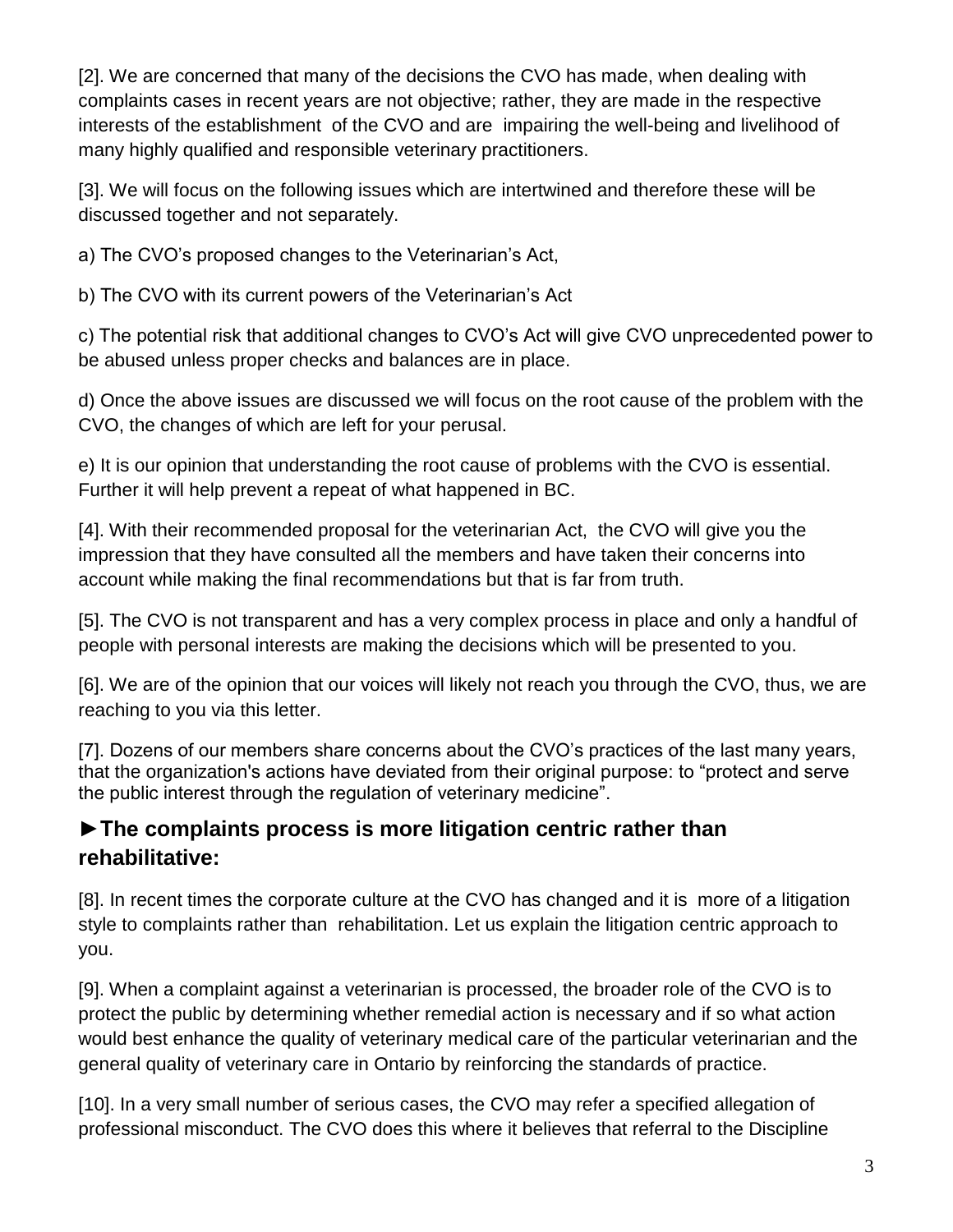[2]. We are concerned that many of the decisions the CVO has made, when dealing with complaints cases in recent years are not objective; rather, they are made in the respective interests of the establishment of the CVO and are impairing the well-being and livelihood of many highly qualified and responsible veterinary practitioners.

[3]. We will focus on the following issues which are intertwined and therefore these will be discussed together and not separately.

a) The CVO's proposed changes to the Veterinarian's Act,

b) The CVO with its current powers of the Veterinarian's Act

c) The potential risk that additional changes to CVO's Act will give CVO unprecedented power to be abused unless proper checks and balances are in place.

d) Once the above issues are discussed we will focus on the root cause of the problem with the CVO, the changes of which are left for your perusal.

e) It is our opinion that understanding the root cause of problems with the CVO is essential. Further it will help prevent a repeat of what happened in BC.

[4]. With their recommended proposal for the veterinarian Act, the CVO will give you the impression that they have consulted all the members and have taken their concerns into account while making the final recommendations but that is far from truth.

[5]. The CVO is not transparent and has a very complex process in place and only a handful of people with personal interests are making the decisions which will be presented to you.

[6]. We are of the opinion that our voices will likely not reach you through the CVO, thus, we are reaching to you via this letter.

[7]. Dozens of our members share concerns about the CVO's practices of the last many years, that the organization's actions have deviated from their original purpose: to "protect and serve the public interest through the regulation of veterinary medicine".

## ►The complaints process is more litigation centric rather than rehabilitative:

[8]. In recent times the corporate culture at the CVO has changed and it is more of a litigation style to complaints rather than rehabilitation. Let us explain the litigation centric approach to you.

[9]. When a complaint against a veterinarian is processed, the broader role of the CVO is to protect the public by determining whether remedial action is necessary and if so what action would best enhance the quality of veterinary medical care of the particular veterinarian and the general quality of veterinary care in Ontario by reinforcing the standards of practice.

[10]. In a very small number of serious cases, the CVO may refer a specified allegation of professional misconduct. The CVO does this where it believes that referral to the Discipline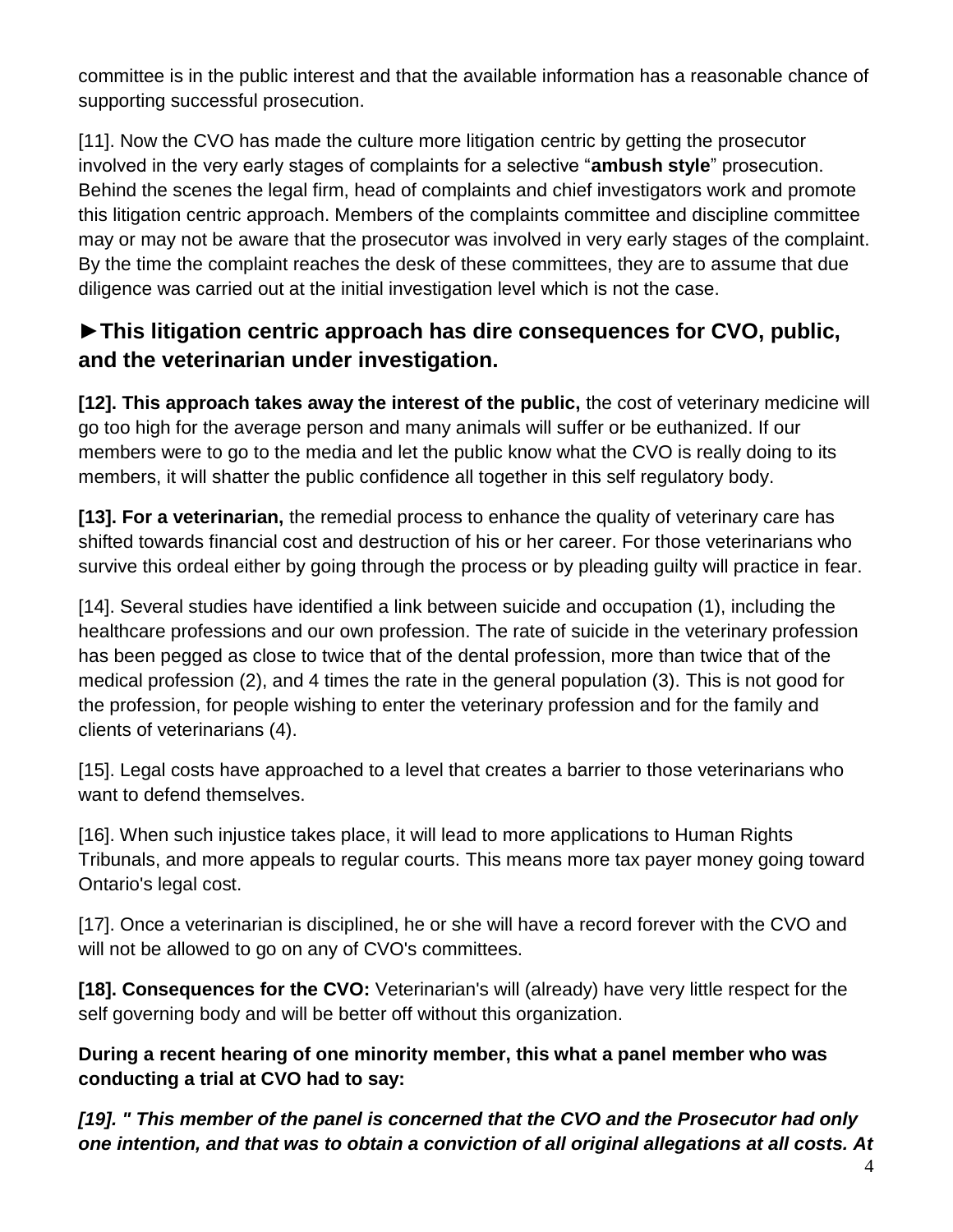committee is in the public interest and that the available information has a reasonable chance of supporting successful prosecution.

[11]. Now the CVO has made the culture more litigation centric by getting the prosecutor involved in the very early stages of complaints for a selective "**ambush style**" prosecution. Behind the scenes the legal firm, head of complaints and chief investigators work and promote this litigation centric approach. Members of the complaints committee and discipline committee may or may not be aware that the prosecutor was involved in very early stages of the complaint. By the time the complaint reaches the desk of these committees, they are to assume that due diligence was carried out at the initial investigation level which is not the case.

## ►This litigation centric approach has dire consequences for CVO, public, and the veterinarian under investigation.

**[12]. This approach takes away the interest of the public,** the cost of veterinary medicine will go too high for the average person and many animals will suffer or be euthanized. If our members were to go to the media and let the public know what the CVO is really doing to its members, it will shatter the public confidence all together in this self regulatory body.

**[13]. For a veterinarian,** the remedial process to enhance the quality of veterinary care has shifted towards financial cost and destruction of his or her career. For those veterinarians who survive this ordeal either by going through the process or by pleading guilty will practice in fear.

[14]. Several studies have identified a link between suicide and occupation (1), including the healthcare professions and our own profession. The rate of suicide in the veterinary profession has been pegged as close to twice that of the dental profession, more than twice that of the medical profession (2), and 4 times the rate in the general population (3). This is not good for the profession, for people wishing to enter the veterinary profession and for the family and clients of veterinarians (4).

[15]. Legal costs have approached to a level that creates a barrier to those veterinarians who want to defend themselves.

[16]. When such injustice takes place, it will lead to more applications to Human Rights Tribunals, and more appeals to regular courts. This means more tax payer money going toward Ontario's legal cost.

[17]. Once a veterinarian is disciplined, he or she will have a record forever with the CVO and will not be allowed to go on any of CVO's committees.

**[18]. Consequences for the CVO:** Veterinarian's will (already) have very little respect for the self governing body and will be better off without this organization.

**During a recent hearing of one minority member, this what a panel member who was conducting a trial at CVO had to say:**

***[19]. " This member of the panel is concerned that the CVO and the Prosecutor had only one intention, and that was to obtain a conviction of all original allegations at all costs. At***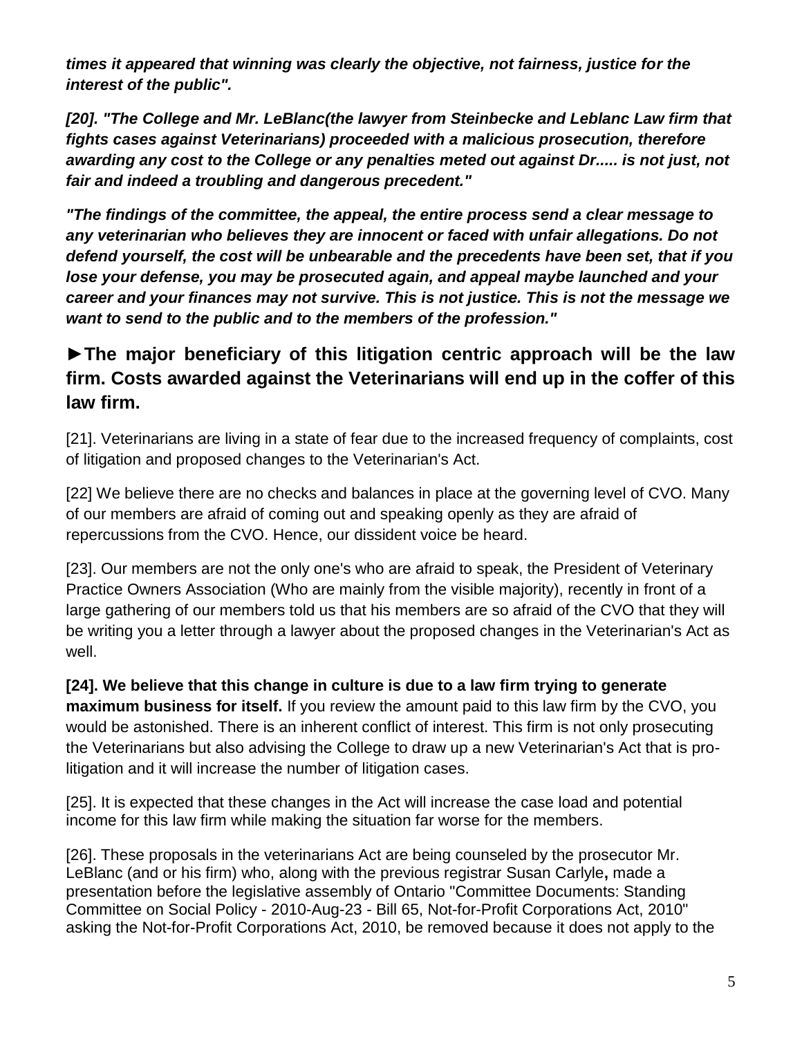***times it appeared that winning was clearly the objective, not fairness, justice for the interest of the public".***

***[20]. "The College and Mr. LeBlanc(the lawyer from Steinbecke and Leblanc Law firm that fights cases against Veterinarians) proceeded with a malicious prosecution, therefore awarding any cost to the College or any penalties meted out against Dr..... is not just, not fair and indeed a troubling and dangerous precedent."***

***"The findings of the committee, the appeal, the entire process send a clear message to any veterinarian who believes they are innocent or faced with unfair allegations. Do not defend yourself, the cost will be unbearable and the precedents have been set, that if you lose your defense, you may be prosecuted again, and appeal maybe launched and your career and your finances may not survive. This is not justice. This is not the message we want to send to the public and to the members of the profession."***

### ►The major beneficiary of this litigation centric approach will be the law firm. Costs awarded against the Veterinarians will end up in the coffer of this law firm.

[21]. Veterinarians are living in a state of fear due to the increased frequency of complaints, cost of litigation and proposed changes to the Veterinarian's Act.

[22] We believe there are no checks and balances in place at the governing level of CVO. Many of our members are afraid of coming out and speaking openly as they are afraid of repercussions from the CVO. Hence, our dissident voice be heard.

[23]. Our members are not the only one's who are afraid to speak, the President of Veterinary Practice Owners Association (Who are mainly from the visible majority), recently in front of a large gathering of our members told us that his members are so afraid of the CVO that they will be writing you a letter through a lawyer about the proposed changes in the Veterinarian's Act as well.

**[24]. We believe that this change in culture is due to a law firm trying to generate maximum business for itself.** If you review the amount paid to this law firm by the CVO, you would be astonished. There is an inherent conflict of interest. This firm is not only prosecuting the Veterinarians but also advising the College to draw up a new Veterinarian's Act that is pro-litigation and it will increase the number of litigation cases.

[25]. It is expected that these changes in the Act will increase the case load and potential income for this law firm while making the situation far worse for the members.

[26]. These proposals in the veterinarians Act are being counseled by the prosecutor Mr. LeBlanc (and or his firm) who, along with the previous registrar Susan Carlyle**,** made a presentation before the legislative assembly of Ontario "Committee Documents: Standing Committee on Social Policy - 2010-Aug-23 - Bill 65, Not-for-Profit Corporations Act, 2010" asking the Not-for-Profit Corporations Act, 2010, be removed because it does not apply to the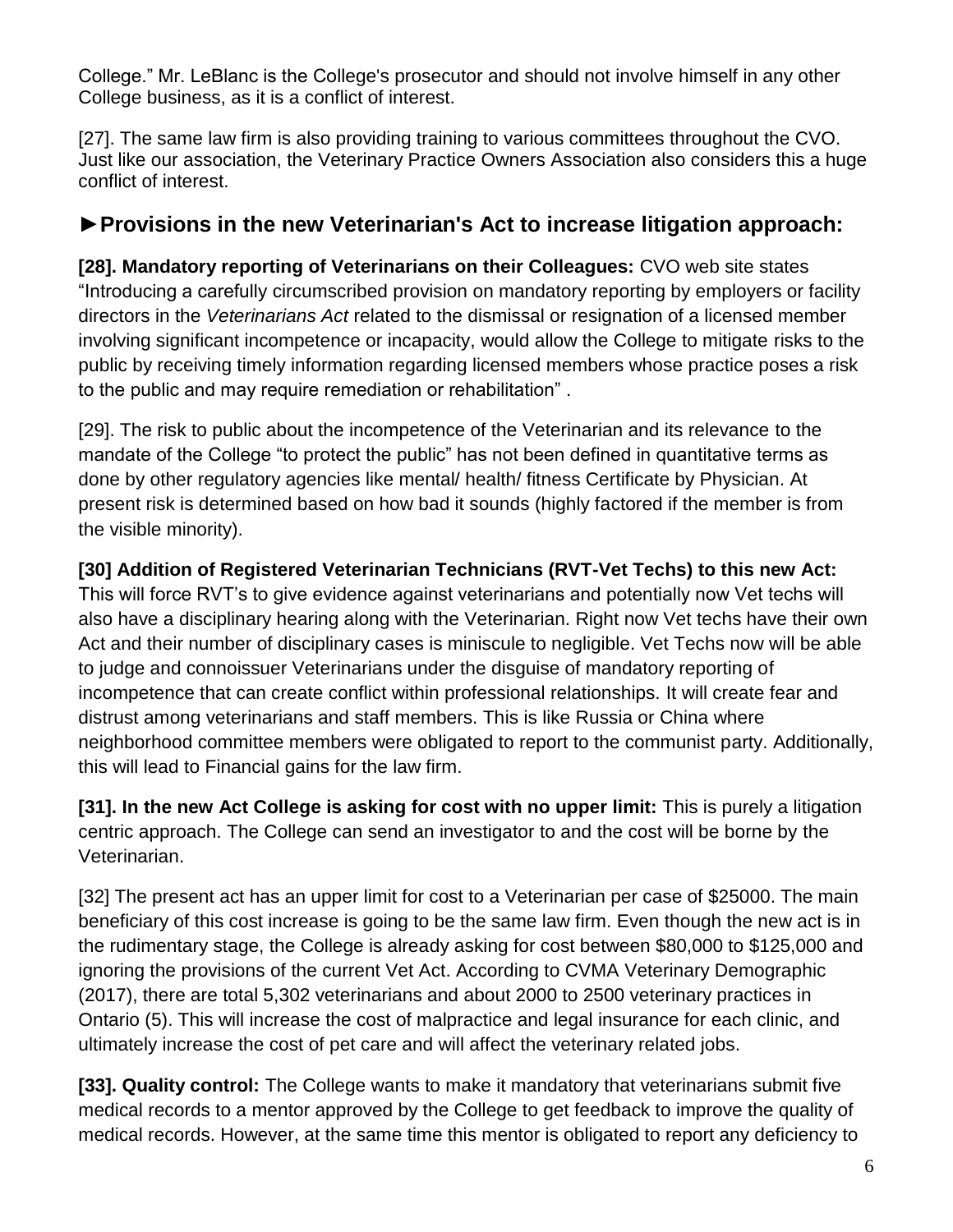College." Mr. LeBlanc is the College's prosecutor and should not involve himself in any other College business, as it is a conflict of interest.

[27]. The same law firm is also providing training to various committees throughout the CVO. Just like our association, the Veterinary Practice Owners Association also considers this a huge conflict of interest.

## ►Provisions in the new Veterinarian's Act to increase litigation approach:

**[28]. Mandatory reporting of Veterinarians on their Colleagues:** CVO web site states "Introducing a carefully circumscribed provision on mandatory reporting by employers or facility directors in the *Veterinarians Act* related to the dismissal or resignation of a licensed member involving significant incompetence or incapacity, would allow the College to mitigate risks to the public by receiving timely information regarding licensed members whose practice poses a risk to the public and may require remediation or rehabilitation" .

[29]. The risk to public about the incompetence of the Veterinarian and its relevance to the mandate of the College "to protect the public" has not been defined in quantitative terms as done by other regulatory agencies like mental/ health/ fitness Certificate by Physician. At present risk is determined based on how bad it sounds (highly factored if the member is from the visible minority).

**[30] Addition of Registered Veterinarian Technicians (RVT-Vet Techs) to this new Act:** This will force RVT's to give evidence against veterinarians and potentially now Vet techs will also have a disciplinary hearing along with the Veterinarian. Right now Vet techs have their own Act and their number of disciplinary cases is miniscule to negligible. Vet Techs now will be able to judge and connoissuer Veterinarians under the disguise of mandatory reporting of incompetence that can create conflict within professional relationships. It will create fear and distrust among veterinarians and staff members. This is like Russia or China where neighborhood committee members were obligated to report to the communist party. Additionally, this will lead to Financial gains for the law firm.

**[31]. In the new Act College is asking for cost with no upper limit:** This is purely a litigation centric approach. The College can send an investigator to and the cost will be borne by the Veterinarian.

[32] The present act has an upper limit for cost to a Veterinarian per case of $25000. The main beneficiary of this cost increase is going to be the same law firm. Even though the new act is in the rudimentary stage, the College is already asking for cost between $80,000 to $125,000 and ignoring the provisions of the current Vet Act. According to CVMA Veterinary Demographic (2017), there are total 5,302 veterinarians and about 2000 to 2500 veterinary practices in Ontario (5). This will increase the cost of malpractice and legal insurance for each clinic, and ultimately increase the cost of pet care and will affect the veterinary related jobs.

**[33]. Quality control:** The College wants to make it mandatory that veterinarians submit five medical records to a mentor approved by the College to get feedback to improve the quality of medical records. However, at the same time this mentor is obligated to report any deficiency to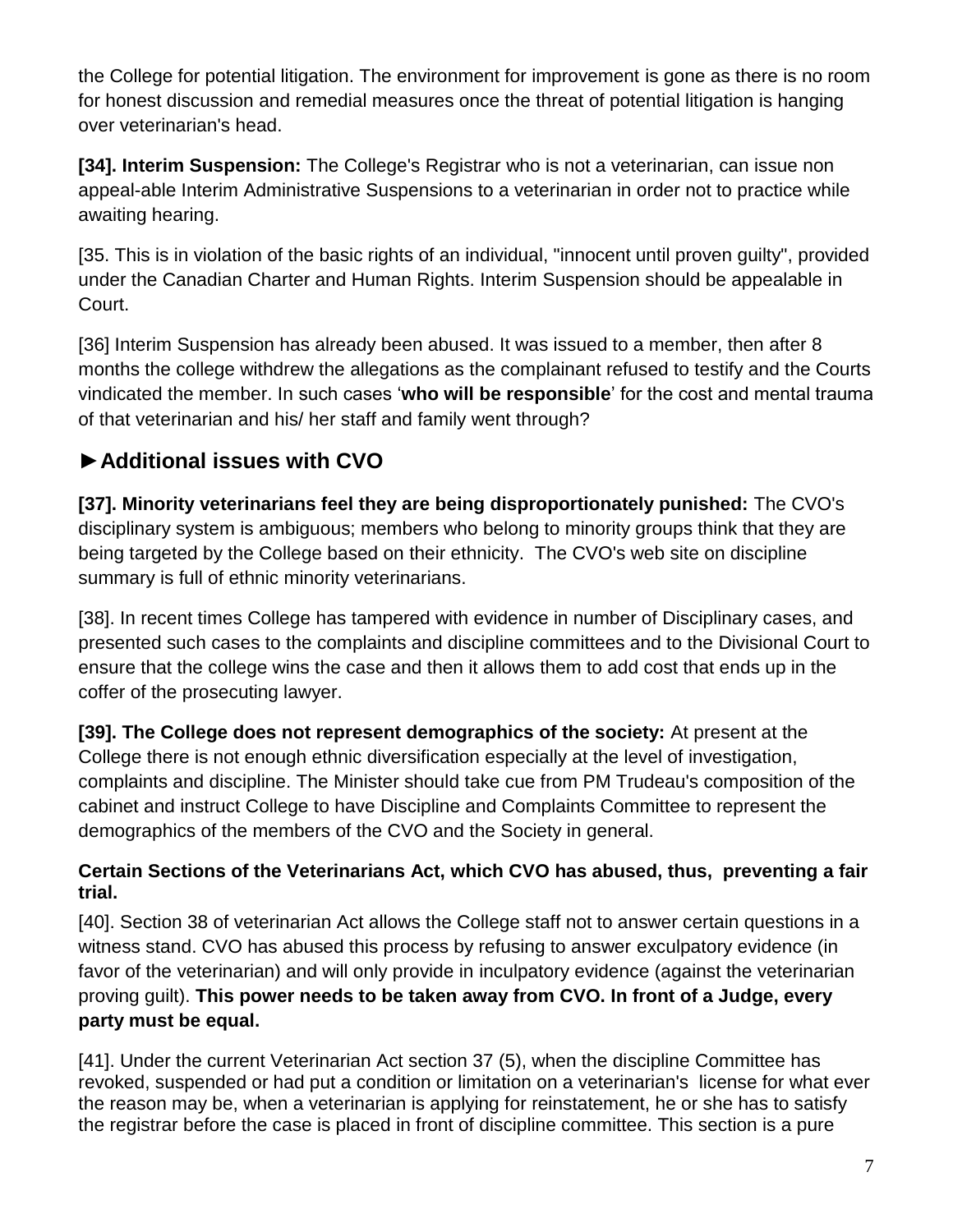the College for potential litigation. The environment for improvement is gone as there is no room for honest discussion and remedial measures once the threat of potential litigation is hanging over veterinarian's head.

**[34]. Interim Suspension:** The College's Registrar who is not a veterinarian, can issue non appeal-able Interim Administrative Suspensions to a veterinarian in order not to practice while awaiting hearing.

[35. This is in violation of the basic rights of an individual, "innocent until proven guilty", provided under the Canadian Charter and Human Rights. Interim Suspension should be appealable in Court.

[36] Interim Suspension has already been abused. It was issued to a member, then after 8 months the college withdrew the allegations as the complainant refused to testify and the Courts vindicated the member. In such cases '**who will be responsible**' for the cost and mental trauma of that veterinarian and his/ her staff and family went through?

## ►Additional issues with CVO

**[37]. Minority veterinarians feel they are being disproportionately punished:** The CVO's disciplinary system is ambiguous; members who belong to minority groups think that they are being targeted by the College based on their ethnicity. The CVO's web site on discipline summary is full of ethnic minority veterinarians.

[38]. In recent times College has tampered with evidence in number of Disciplinary cases, and presented such cases to the complaints and discipline committees and to the Divisional Court to ensure that the college wins the case and then it allows them to add cost that ends up in the coffer of the prosecuting lawyer.

**[39]. The College does not represent demographics of the society:** At present at the College there is not enough ethnic diversification especially at the level of investigation, complaints and discipline. The Minister should take cue from PM Trudeau's composition of the cabinet and instruct College to have Discipline and Complaints Committee to represent the demographics of the members of the CVO and the Society in general.

**Certain Sections of the Veterinarians Act, which CVO has abused, thus, preventing a fair trial.**

[40]. Section 38 of veterinarian Act allows the College staff not to answer certain questions in a witness stand. CVO has abused this process by refusing to answer exculpatory evidence (in favor of the veterinarian) and will only provide in inculpatory evidence (against the veterinarian proving guilt). **This power needs to be taken away from CVO. In front of a Judge, every party must be equal.**

[41]. Under the current Veterinarian Act section 37 (5), when the discipline Committee has revoked, suspended or had put a condition or limitation on a veterinarian's license for what ever the reason may be, when a veterinarian is applying for reinstatement, he or she has to satisfy the registrar before the case is placed in front of discipline committee. This section is a pure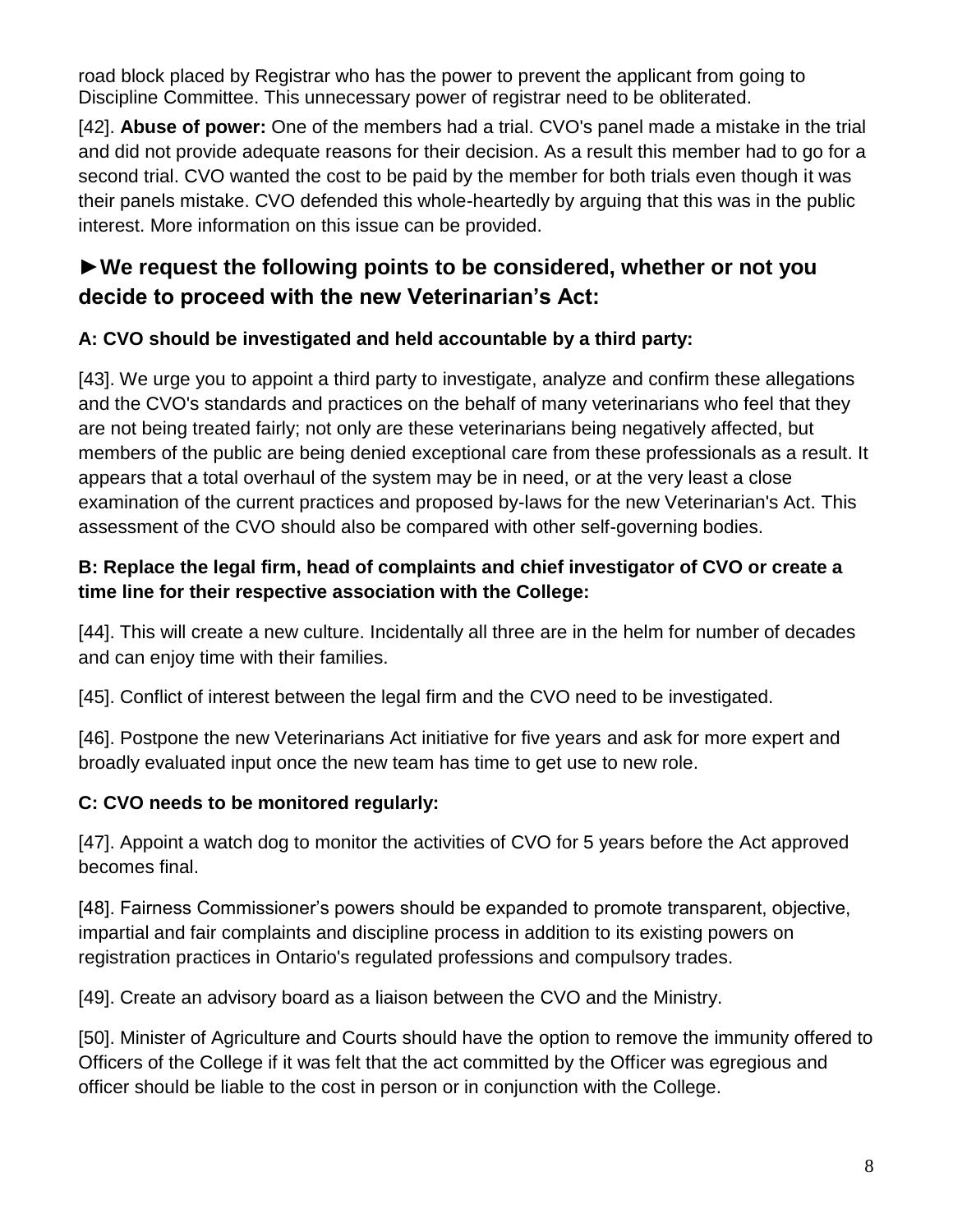road block placed by Registrar who has the power to prevent the applicant from going to Discipline Committee. This unnecessary power of registrar need to be obliterated.

[42]. **Abuse of power:** One of the members had a trial. CVO's panel made a mistake in the trial and did not provide adequate reasons for their decision. As a result this member had to go for a second trial. CVO wanted the cost to be paid by the member for both trials even though it was their panels mistake. CVO defended this whole-heartedly by arguing that this was in the public interest. More information on this issue can be provided.

## ►We request the following points to be considered, whether or not you decide to proceed with the new Veterinarian's Act:

### A: CVO should be investigated and held accountable by a third party:

[43]. We urge you to appoint a third party to investigate, analyze and confirm these allegations and the CVO's standards and practices on the behalf of many veterinarians who feel that they are not being treated fairly; not only are these veterinarians being negatively affected, but members of the public are being denied exceptional care from these professionals as a result. It appears that a total overhaul of the system may be in need, or at the very least a close examination of the current practices and proposed by-laws for the new Veterinarian's Act. This assessment of the CVO should also be compared with other self-governing bodies.

### B: Replace the legal firm, head of complaints and chief investigator of CVO or create a time line for their respective association with the College:

[44]. This will create a new culture. Incidentally all three are in the helm for number of decades and can enjoy time with their families.

[45]. Conflict of interest between the legal firm and the CVO need to be investigated.

[46]. Postpone the new Veterinarians Act initiative for five years and ask for more expert and broadly evaluated input once the new team has time to get use to new role.

### C: CVO needs to be monitored regularly:

[47]. Appoint a watch dog to monitor the activities of CVO for 5 years before the Act approved becomes final.

[48]. Fairness Commissioner's powers should be expanded to promote transparent, objective, impartial and fair complaints and discipline process in addition to its existing powers on registration practices in Ontario's regulated professions and compulsory trades.

[49]. Create an advisory board as a liaison between the CVO and the Ministry.

[50]. Minister of Agriculture and Courts should have the option to remove the immunity offered to Officers of the College if it was felt that the act committed by the Officer was egregious and officer should be liable to the cost in person or in conjunction with the College.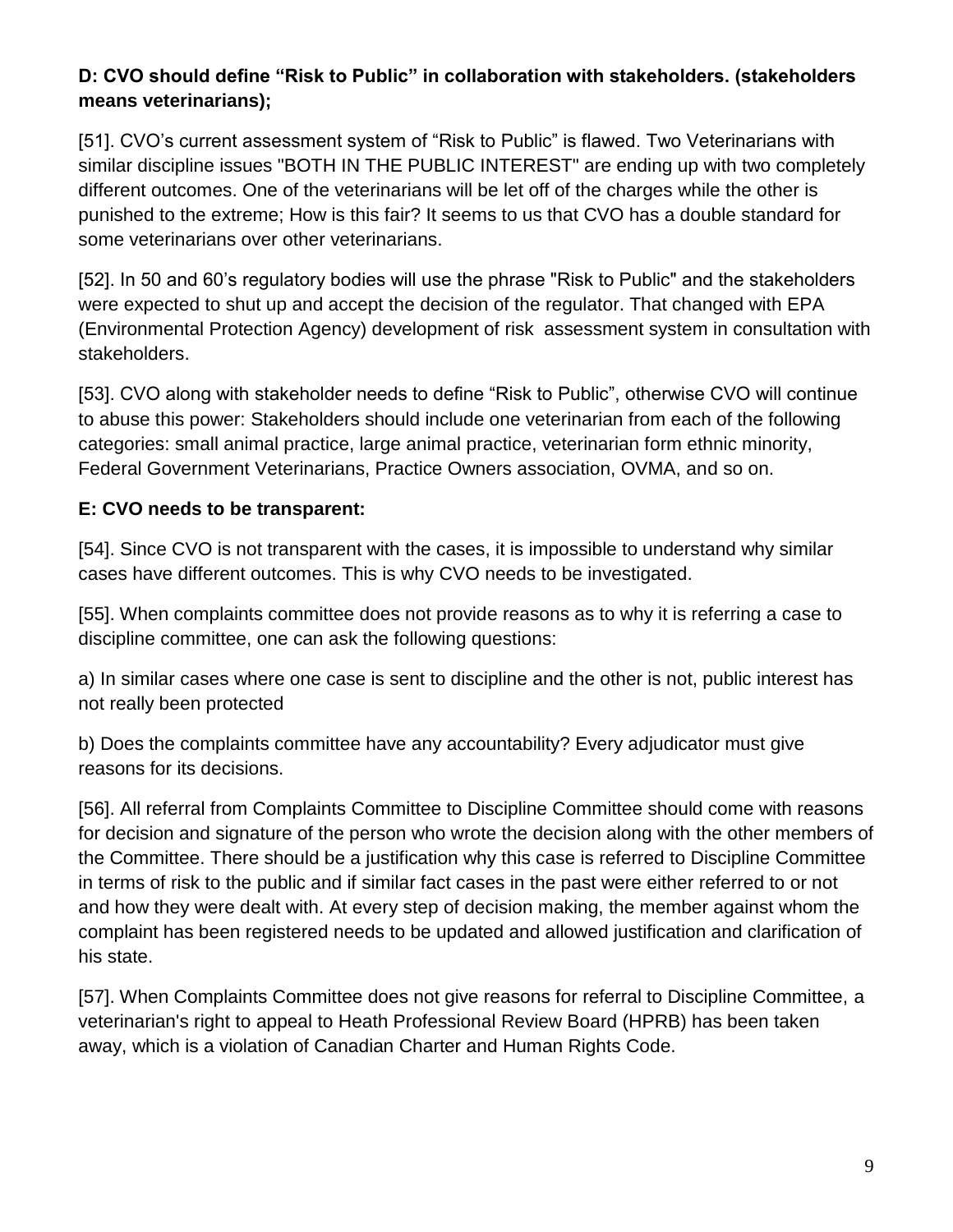**D: CVO should define "Risk to Public" in collaboration with stakeholders. (stakeholders means veterinarians);**

[51]. CVO's current assessment system of "Risk to Public" is flawed. Two Veterinarians with similar discipline issues "BOTH IN THE PUBLIC INTEREST" are ending up with two completely different outcomes. One of the veterinarians will be let off of the charges while the other is punished to the extreme; How is this fair? It seems to us that CVO has a double standard for some veterinarians over other veterinarians.

[52]. In 50 and 60's regulatory bodies will use the phrase "Risk to Public" and the stakeholders were expected to shut up and accept the decision of the regulator. That changed with EPA (Environmental Protection Agency) development of risk assessment system in consultation with stakeholders.

[53]. CVO along with stakeholder needs to define "Risk to Public", otherwise CVO will continue to abuse this power: Stakeholders should include one veterinarian from each of the following categories: small animal practice, large animal practice, veterinarian form ethnic minority, Federal Government Veterinarians, Practice Owners association, OVMA, and so on.

**E: CVO needs to be transparent:**

[54]. Since CVO is not transparent with the cases, it is impossible to understand why similar cases have different outcomes. This is why CVO needs to be investigated.

[55]. When complaints committee does not provide reasons as to why it is referring a case to discipline committee, one can ask the following questions:

a) In similar cases where one case is sent to discipline and the other is not, public interest has not really been protected

b) Does the complaints committee have any accountability? Every adjudicator must give reasons for its decisions.

[56]. All referral from Complaints Committee to Discipline Committee should come with reasons for decision and signature of the person who wrote the decision along with the other members of the Committee. There should be a justification why this case is referred to Discipline Committee in terms of risk to the public and if similar fact cases in the past were either referred to or not and how they were dealt with. At every step of decision making, the member against whom the complaint has been registered needs to be updated and allowed justification and clarification of his state.

[57]. When Complaints Committee does not give reasons for referral to Discipline Committee, a veterinarian's right to appeal to Heath Professional Review Board (HPRB) has been taken away, which is a violation of Canadian Charter and Human Rights Code.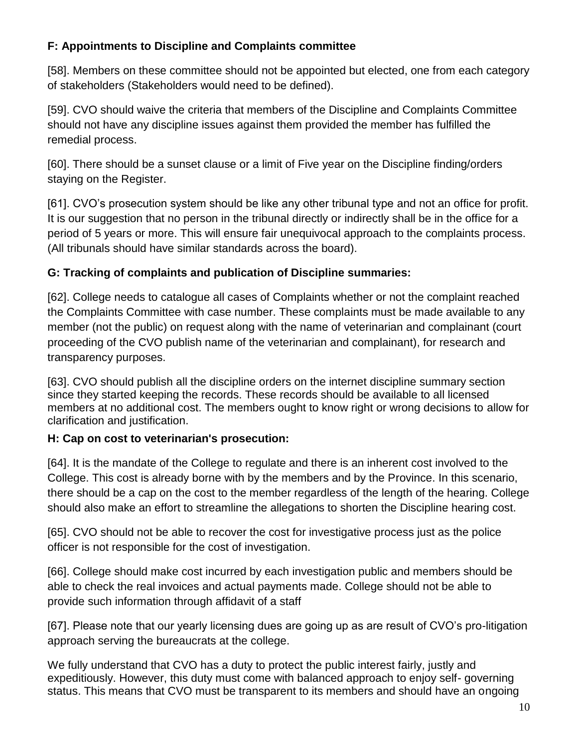### F: Appointments to Discipline and Complaints committee

[58]. Members on these committee should not be appointed but elected, one from each category of stakeholders (Stakeholders would need to be defined).

[59]. CVO should waive the criteria that members of the Discipline and Complaints Committee should not have any discipline issues against them provided the member has fulfilled the remedial process.

[60]. There should be a sunset clause or a limit of Five year on the Discipline finding/orders staying on the Register.

[61]. CVO's prosecution system should be like any other tribunal type and not an office for profit. It is our suggestion that no person in the tribunal directly or indirectly shall be in the office for a period of 5 years or more. This will ensure fair unequivocal approach to the complaints process. (All tribunals should have similar standards across the board).

### G: Tracking of complaints and publication of Discipline summaries:

[62]. College needs to catalogue all cases of Complaints whether or not the complaint reached the Complaints Committee with case number. These complaints must be made available to any member (not the public) on request along with the name of veterinarian and complainant (court proceeding of the CVO publish name of the veterinarian and complainant), for research and transparency purposes.

[63]. CVO should publish all the discipline orders on the internet discipline summary section since they started keeping the records. These records should be available to all licensed members at no additional cost. The members ought to know right or wrong decisions to allow for clarification and justification.

### H: Cap on cost to veterinarian's prosecution:

[64]. It is the mandate of the College to regulate and there is an inherent cost involved to the College. This cost is already borne with by the members and by the Province. In this scenario, there should be a cap on the cost to the member regardless of the length of the hearing. College should also make an effort to streamline the allegations to shorten the Discipline hearing cost.

[65]. CVO should not be able to recover the cost for investigative process just as the police officer is not responsible for the cost of investigation.

[66]. College should make cost incurred by each investigation public and members should be able to check the real invoices and actual payments made. College should not be able to provide such information through affidavit of a staff

[67]. Please note that our yearly licensing dues are going up as are result of CVO's pro-litigation approach serving the bureaucrats at the college.

We fully understand that CVO has a duty to protect the public interest fairly, justly and expeditiously. However, this duty must come with balanced approach to enjoy self- governing status. This means that CVO must be transparent to its members and should have an ongoing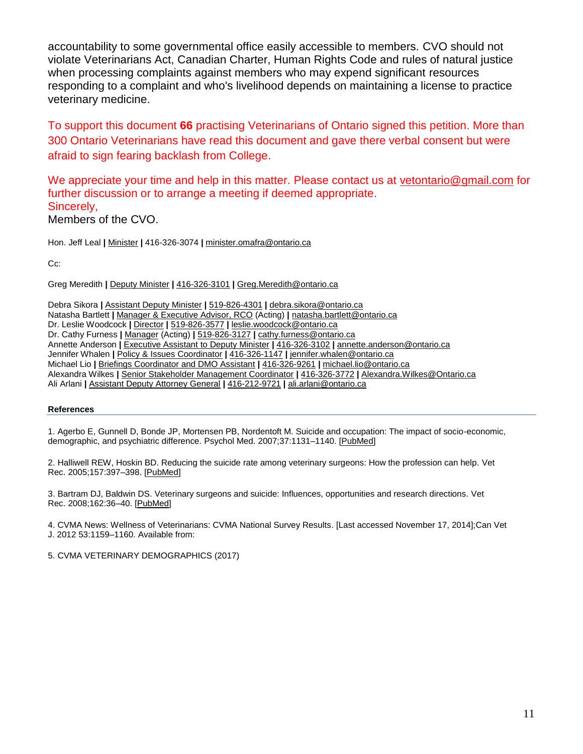accountability to some governmental office easily accessible to members. CVO should not violate Veterinarians Act, Canadian Charter, Human Rights Code and rules of natural justice when processing complaints against members who may expend significant resources responding to a complaint and who's livelihood depends on maintaining a license to practice veterinary medicine.

To support this document **66** practising Veterinarians of Ontario signed this petition. More than 300 Ontario Veterinarians have read this document and gave there verbal consent but were afraid to sign fearing backlash from College.

We appreciate your time and help in this matter. Please contact us at vetontario@gmail.com for further discussion or to arrange a meeting if deemed appropriate.
Sincerely,
Members of the CVO.

Hon. Jeff Leal **|** Minister **|** 416-326-3074 **|** minister.omafra@ontario.ca

Cc:

Greg Meredith **|** Deputy Minister **|** 416-326-3101 **|** Greg.Meredith@ontario.ca

Debra Sikora **|** Assistant Deputy Minister **|** 519-826-4301 **|** debra.sikora@ontario.ca
Natasha Bartlett **|** Manager & Executive Advisor, RCO (Acting) **|** natasha.bartlett@ontario.ca
Dr. Leslie Woodcock **|** Director **|** 519-826-3577 **|** leslie.woodcock@ontario.ca
Dr. Cathy Furness **|** Manager (Acting) **|** 519-826-3127 **|** cathy.furness@ontario.ca
Annette Anderson **|** Executive Assistant to Deputy Minister **|** 416-326-3102 **|** annette.anderson@ontario.ca
Jennifer Whalen **|** Policy & Issues Coordinator **|** 416-326-1147 **|** jennifer.whalen@ontario.ca
Michael Lio **|** Briefings Coordinator and DMO Assistant **|** 416-326-9261 **|** michael.lio@ontario.ca
Alexandra Wilkes **|** Senior Stakeholder Management Coordinator **|** 416-326-3772 **|** Alexandra.Wilkes@Ontario.ca
Ali Arlani **|** Assistant Deputy Attorney General **|** 416-212-9721 **|** ali.arlani@ontario.ca

**References**

1. Agerbo E, Gunnell D, Bonde JP, Mortensen PB, Nordentoft M. Suicide and occupation: The impact of socio-economic, demographic, and psychiatric difference. Psychol Med. 2007;37:1131–1140. [PubMed]

2. Halliwell REW, Hoskin BD. Reducing the suicide rate among veterinary surgeons: How the profession can help. Vet Rec. 2005;157:397–398. [PubMed]

3. Bartram DJ, Baldwin DS. Veterinary surgeons and suicide: Influences, opportunities and research directions. Vet Rec. 2008;162:36–40. [PubMed]

4. CVMA News: Wellness of Veterinarians: CVMA National Survey Results. [Last accessed November 17, 2014];Can Vet J. 2012 53:1159–1160. Available from:

5. CVMA VETERINARY DEMOGRAPHICS (2017)